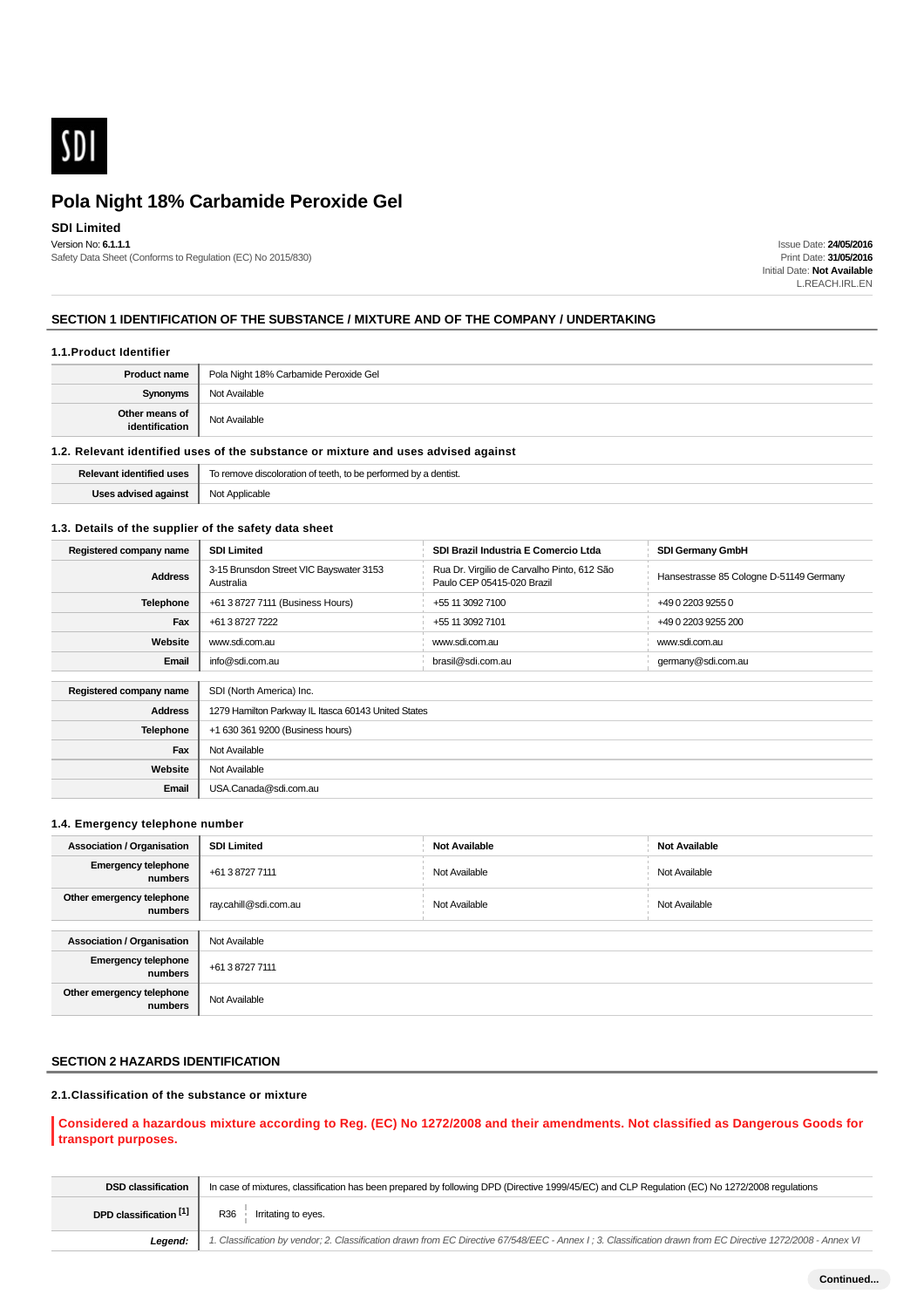SDI

# Pola Night 18% Carbamide Peroxide Gel

**SDI Limited**

Version No: **6.1.1.1**
Safety Data Sheet (Conforms to Regulation (EC) No 2015/830)

Issue Date: **24/05/2016**
Print Date: **31/05/2016**
Initial Date: **Not Available**
L.REACH.IRL.EN

## SECTION 1 IDENTIFICATION OF THE SUBSTANCE / MIXTURE AND OF THE COMPANY / UNDERTAKING

### 1.1.Product Identifier

| | |
|---|---|
| **Product name** | Pola Night 18% Carbamide Peroxide Gel |
| **Synonyms** | Not Available |
| **Other means of identification** | Not Available |

### 1.2. Relevant identified uses of the substance or mixture and uses advised against

| | |
|---|---|
| **Relevant identified uses** | To remove discoloration of teeth, to be performed by a dentist. |
| **Uses advised against** | Not Applicable |

### 1.3. Details of the supplier of the safety data sheet

| **Registered company name** | **SDI Limited** | **SDI Brazil Industria E Comercio Ltda** | **SDI Germany GmbH** |
|---|---|---|---|
| **Address** | 3-15 Brunsdon Street VIC Bayswater 3153 Australia | Rua Dr. Virgilio de Carvalho Pinto, 612 São Paulo CEP 05415-020 Brazil | Hansestrasse 85 Cologne D-51149 Germany |
| **Telephone** | +61 3 8727 7111 (Business Hours) | +55 11 3092 7100 | +49 0 2203 9255 0 |
| **Fax** | +61 3 8727 7222 | +55 11 3092 7101 | +49 0 2203 9255 200 |
| **Website** | www.sdi.com.au | www.sdi.com.au | www.sdi.com.au |
| **Email** | info@sdi.com.au | brasil@sdi.com.au | germany@sdi.com.au |

| | |
|---|---|
| **Registered company name** | SDI (North America) Inc. |
| **Address** | 1279 Hamilton Parkway IL Itasca 60143 United States |
| **Telephone** | +1 630 361 9200 (Business hours) |
| **Fax** | Not Available |
| **Website** | Not Available |
| **Email** | USA.Canada@sdi.com.au |

### 1.4. Emergency telephone number

| **Association / Organisation** | **SDI Limited** | **Not Available** | **Not Available** |
|---|---|---|---|
| **Emergency telephone numbers** | +61 3 8727 7111 | Not Available | Not Available |
| **Other emergency telephone numbers** | ray.cahill@sdi.com.au | Not Available | Not Available |

| | |
|---|---|
| **Association / Organisation** | Not Available |
| **Emergency telephone numbers** | +61 3 8727 7111 |
| **Other emergency telephone numbers** | Not Available |

## SECTION 2 HAZARDS IDENTIFICATION

### 2.1.Classification of the substance or mixture

**Considered a hazardous mixture according to Reg. (EC) No 1272/2008 and their amendments. Not classified as Dangerous Goods for transport purposes.**

| | |
|---|---|
| **DSD classification** | In case of mixtures, classification has been prepared by following DPD (Directive 1999/45/EC) and CLP Regulation (EC) No 1272/2008 regulations |
| **DPD classification [1]** | R36 Irritating to eyes. |
| ***Legend:*** | *1. Classification by vendor; 2. Classification drawn from EC Directive 67/548/EEC - Annex I ; 3. Classification drawn from EC Directive 1272/2008 - Annex VI* |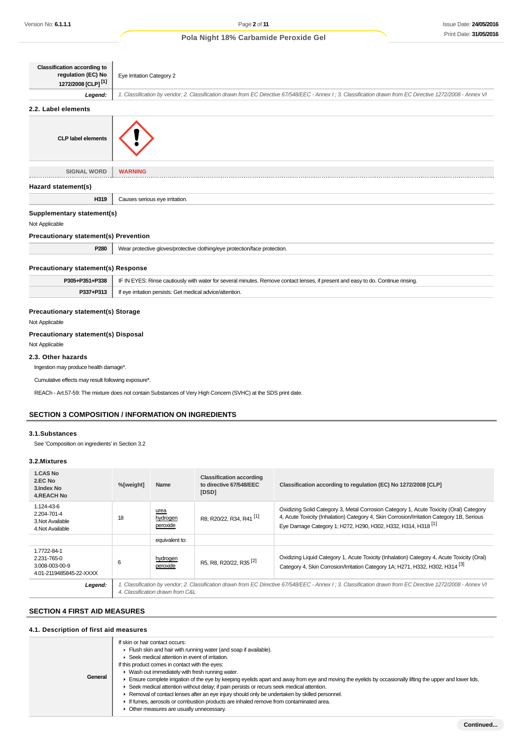| Classification according to regulation (EC) No 1272/2008 [CLP] [1] | Eye Irritation Category 2 |
|---|---|
| ***Legend:*** | *1. Classification by vendor; 2. Classification drawn from EC Directive 67/548/EEC - Annex I ; 3. Classification drawn from EC Directive 1272/2008 - Annex VI* |

### 2.2. Label elements

| CLP label elements | |
|---|---|
| SIGNAL WORD | **WARNING** |

### Hazard statement(s)

| H319 | Causes serious eye irritation. |
|---|---|

### Supplementary statement(s)

Not Applicable

### Precautionary statement(s) Prevention

| P280 | Wear protective gloves/protective clothing/eye protection/face protection. |
|---|---|

### Precautionary statement(s) Response

| P305+P351+P338 | IF IN EYES: Rinse cautiously with water for several minutes. Remove contact lenses, if present and easy to do. Continue rinsing. |
|---|---|
| P337+P313 | If eye irritation persists: Get medical advice/attention. |

### Precautionary statement(s) Storage

Not Applicable

### Precautionary statement(s) Disposal

Not Applicable

### 2.3. Other hazards

Ingestion may produce health damage*.

Cumulative effects may result following exposure*.

REACh - Art.57-59: The mixture does not contain Substances of Very High Concern (SVHC) at the SDS print date.

## SECTION 3 COMPOSITION / INFORMATION ON INGREDIENTS

### 3.1.Substances

See 'Composition on ingredients' in Section 3.2

### 3.2.Mixtures

| 1.CAS No<br>2.EC No<br>3.Index No<br>4.REACH No | %[weight] | Name | Classification according to directive 67/548/EEC [DSD] | Classification according to regulation (EC) No 1272/2008 [CLP] |
|---|---|---|---|---|
| 1.124-43-6<br>2.204-701-4<br>3.Not Available<br>4.Not Available | 18 | urea hydrogen peroxide | R8, R20/22, R34, R41 [1] | Oxidizing Solid Category 3, Metal Corrosion Category 1, Acute Toxicity (Oral) Category 4, Acute Toxicity (Inhalation) Category 4, Skin Corrosion/Irritation Category 1B, Serious Eye Damage Category 1; H272, H290, H302, H332, H314, H318 [1] |
| | | equivalent to: | | |
| 1.7722-84-1<br>2.231-765-0<br>3.008-003-00-9<br>4.01-2119485845-22-XXXX | 6 | hydrogen peroxide | R5, R8, R20/22, R35 [2] | Oxidizing Liquid Category 1, Acute Toxicity (Inhalation) Category 4, Acute Toxicity (Oral) Category 4, Skin Corrosion/Irritation Category 1A; H271, H332, H302, H314 [3] |
| ***Legend:*** | *1. Classification by vendor; 2. Classification drawn from EC Directive 67/548/EEC - Annex I ; 3. Classification drawn from EC Directive 1272/2008 - Annex VI 4. Classification drawn from C&L* | | | |

## SECTION 4 FIRST AID MEASURES

### 4.1. Description of first aid measures

| General | If skin or hair contact occurs:<br>▸ Flush skin and hair with running water (and soap if available).<br>▸ Seek medical attention in event of irritation.<br>If this product comes in contact with the eyes:<br>▸ Wash out immediately with fresh running water.<br>▸ Ensure complete irrigation of the eye by keeping eyelids apart and away from eye and moving the eyelids by occasionally lifting the upper and lower lids.<br>▸ Seek medical attention without delay; if pain persists or recurs seek medical attention.<br>▸ Removal of contact lenses after an eye injury should only be undertaken by skilled personnel.<br>▸ If fumes, aerosols or combustion products are inhaled remove from contaminated area.<br>▸ Other measures are usually unnecessary. |
|---|---|

Continued...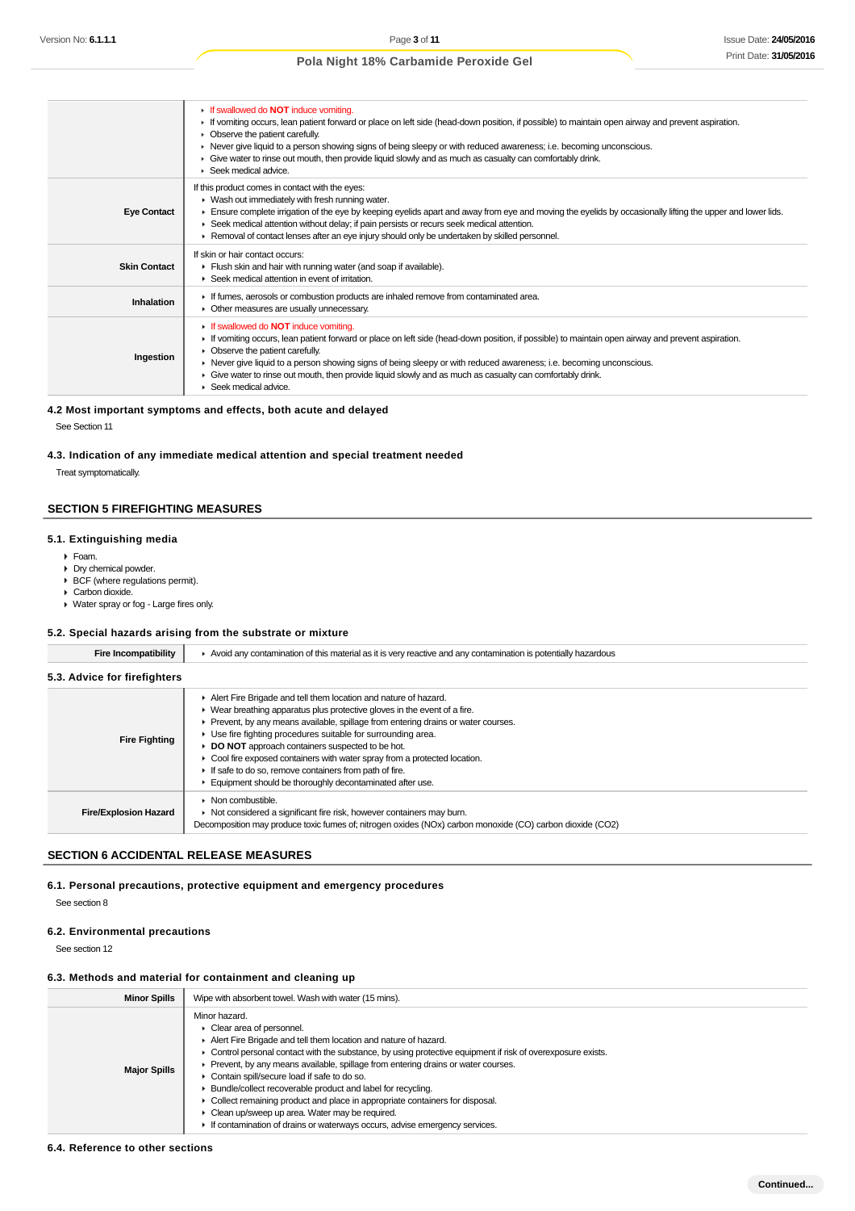| | |
|---|---|
| | ▸ If swallowed do **NOT** induce vomiting.<br>▸ If vomiting occurs, lean patient forward or place on left side (head-down position, if possible) to maintain open airway and prevent aspiration.<br>▸ Observe the patient carefully.<br>▸ Never give liquid to a person showing signs of being sleepy or with reduced awareness; i.e. becoming unconscious.<br>▸ Give water to rinse out mouth, then provide liquid slowly and as much as casualty can comfortably drink.<br>▸ Seek medical advice. |
| **Eye Contact** | If this product comes in contact with the eyes:<br>▸ Wash out immediately with fresh running water.<br>▸ Ensure complete irrigation of the eye by keeping eyelids apart and away from eye and moving the eyelids by occasionally lifting the upper and lower lids.<br>▸ Seek medical attention without delay; if pain persists or recurs seek medical attention.<br>▸ Removal of contact lenses after an eye injury should only be undertaken by skilled personnel. |
| **Skin Contact** | If skin or hair contact occurs:<br>▸ Flush skin and hair with running water (and soap if available).<br>▸ Seek medical attention in event of irritation. |
| **Inhalation** | ▸ If fumes, aerosols or combustion products are inhaled remove from contaminated area.<br>▸ Other measures are usually unnecessary. |
| **Ingestion** | ▸ If swallowed do **NOT** induce vomiting.<br>▸ If vomiting occurs, lean patient forward or place on left side (head-down position, if possible) to maintain open airway and prevent aspiration.<br>▸ Observe the patient carefully.<br>▸ Never give liquid to a person showing signs of being sleepy or with reduced awareness; i.e. becoming unconscious.<br>▸ Give water to rinse out mouth, then provide liquid slowly and as much as casualty can comfortably drink.<br>▸ Seek medical advice. |

### 4.2 Most important symptoms and effects, both acute and delayed

See Section 11

### 4.3. Indication of any immediate medical attention and special treatment needed

Treat symptomatically.

## SECTION 5 FIREFIGHTING MEASURES

### 5.1. Extinguishing media

- Foam.
- Dry chemical powder.
- BCF (where regulations permit).
- Carbon dioxide.
- Water spray or fog - Large fires only.

### 5.2. Special hazards arising from the substrate or mixture

| | |
|---|---|
| **Fire Incompatibility** | ▸ Avoid any contamination of this material as it is very reactive and any contamination is potentially hazardous |

### 5.3. Advice for firefighters

| | |
|---|---|
| **Fire Fighting** | ▸ Alert Fire Brigade and tell them location and nature of hazard.<br>▸ Wear breathing apparatus plus protective gloves in the event of a fire.<br>▸ Prevent, by any means available, spillage from entering drains or water courses.<br>▸ Use fire fighting procedures suitable for surrounding area.<br>▸ **DO NOT** approach containers suspected to be hot.<br>▸ Cool fire exposed containers with water spray from a protected location.<br>▸ If safe to do so, remove containers from path of fire.<br>▸ Equipment should be thoroughly decontaminated after use. |
| **Fire/Explosion Hazard** | ▸ Non combustible.<br>▸ Not considered a significant fire risk, however containers may burn.<br>Decomposition may produce toxic fumes of; nitrogen oxides (NOx) carbon monoxide (CO) carbon dioxide ($CO_2$) |

## SECTION 6 ACCIDENTAL RELEASE MEASURES

### 6.1. Personal precautions, protective equipment and emergency procedures

See section 8

### 6.2. Environmental precautions

See section 12

### 6.3. Methods and material for containment and cleaning up

| | |
|---|---|
| **Minor Spills** | Wipe with absorbent towel. Wash with water (15 mins). |
| **Major Spills** | Minor hazard.<br>▸ Clear area of personnel.<br>▸ Alert Fire Brigade and tell them location and nature of hazard.<br>▸ Control personal contact with the substance, by using protective equipment if risk of overexposure exists.<br>▸ Prevent, by any means available, spillage from entering drains or water courses.<br>▸ Contain spill/secure load if safe to do so.<br>▸ Bundle/collect recoverable product and label for recycling.<br>▸ Collect remaining product and place in appropriate containers for disposal.<br>▸ Clean up/sweep up area. Water may be required.<br>▸ If contamination of drains or waterways occurs, advise emergency services. |

### 6.4. Reference to other sections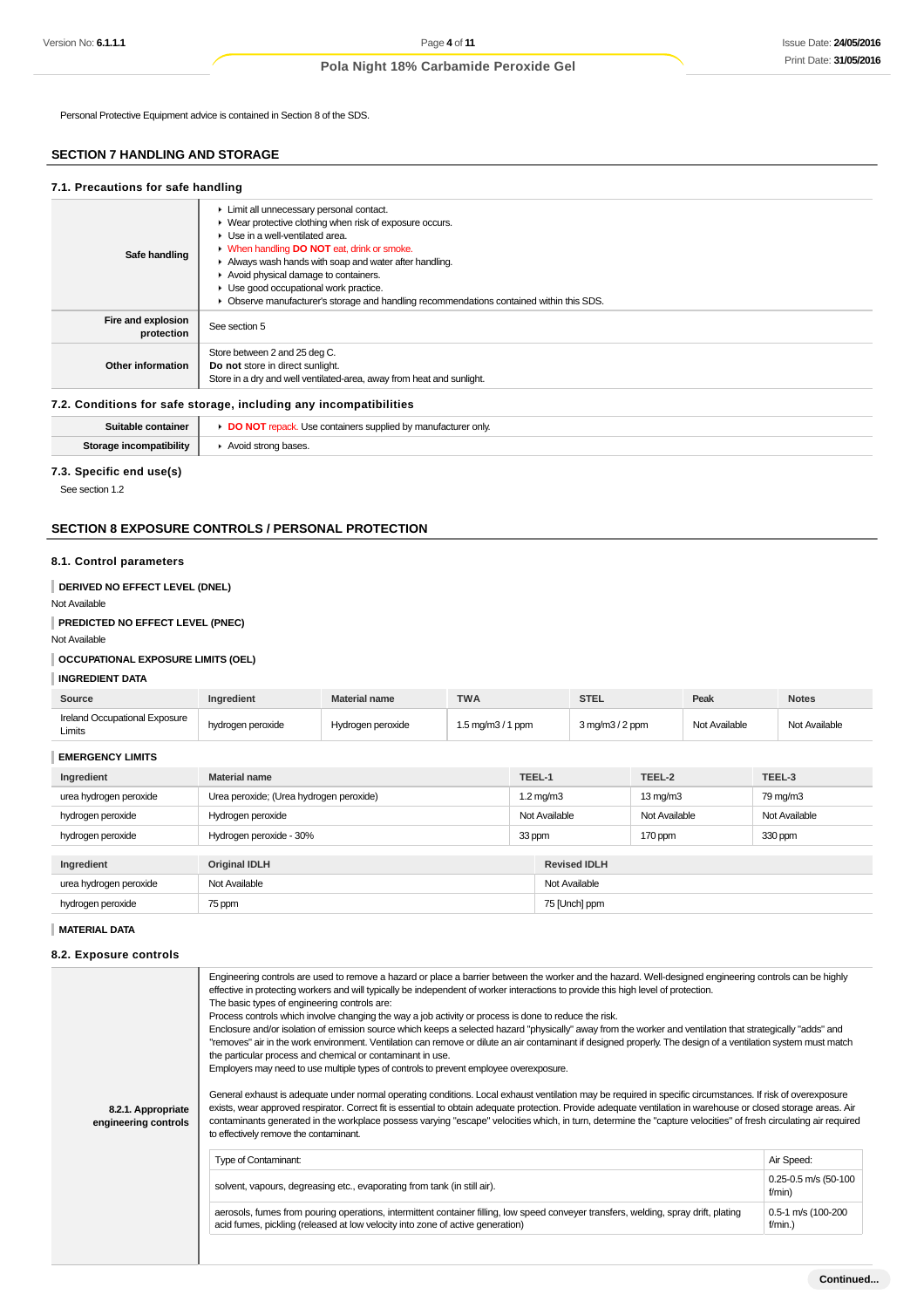Personal Protective Equipment advice is contained in Section 8 of the SDS.

## SECTION 7 HANDLING AND STORAGE

### 7.1. Precautions for safe handling

| | |
|---|---|
| **Safe handling** | ▸ Limit all unnecessary personal contact.<br>▸ Wear protective clothing when risk of exposure occurs.<br>▸ Use in a well-ventilated area.<br>▸ When handling **DO NOT** eat, drink or smoke.<br>▸ Always wash hands with soap and water after handling.<br>▸ Avoid physical damage to containers.<br>▸ Use good occupational work practice.<br>▸ Observe manufacturer's storage and handling recommendations contained within this SDS. |
| **Fire and explosion protection** | See section 5 |
| **Other information** | Store between 2 and 25 deg C.<br>**Do not** store in direct sunlight.<br>Store in a dry and well ventilated-area, away from heat and sunlight. |

### 7.2. Conditions for safe storage, including any incompatibilities

| | |
|---|---|
| **Suitable container** | ▸ **DO NOT** repack. Use containers supplied by manufacturer only. |
| **Storage incompatibility** | ▸ Avoid strong bases. |

### 7.3. Specific end use(s)

See section 1.2

## SECTION 8 EXPOSURE CONTROLS / PERSONAL PROTECTION

### 8.1. Control parameters

**DERIVED NO EFFECT LEVEL (DNEL)**

Not Available

**PREDICTED NO EFFECT LEVEL (PNEC)**

Not Available

**OCCUPATIONAL EXPOSURE LIMITS (OEL)**

**INGREDIENT DATA**

| Source | Ingredient | Material name | TWA | STEL | Peak | Notes |
|---|---|---|---|---|---|---|
| Ireland Occupational Exposure Limits | hydrogen peroxide | Hydrogen peroxide | 1.5 mg/m3 / 1 ppm | 3 mg/m3 / 2 ppm | Not Available | Not Available |

**EMERGENCY LIMITS**

| Ingredient | Material name | TEEL-1 | TEEL-2 | TEEL-3 |
|---|---|---|---|---|
| urea hydrogen peroxide | Urea peroxide; (Urea hydrogen peroxide) | 1.2 mg/m3 | 13 mg/m3 | 79 mg/m3 |
| hydrogen peroxide | Hydrogen peroxide | Not Available | Not Available | Not Available |
| hydrogen peroxide | Hydrogen peroxide - 30% | 33 ppm | 170 ppm | 330 ppm |

| Ingredient | Original IDLH | Revised IDLH |
|---|---|---|
| urea hydrogen peroxide | Not Available | Not Available |
| hydrogen peroxide | 75 ppm | 75 [Unch] ppm |

**MATERIAL DATA**

### 8.2. Exposure controls

**8.2.1. Appropriate engineering controls**

Engineering controls are used to remove a hazard or place a barrier between the worker and the hazard. Well-designed engineering controls can be highly effective in protecting workers and will typically be independent of worker interactions to provide this high level of protection.
The basic types of engineering controls are:
Process controls which involve changing the way a job activity or process is done to reduce the risk.
Enclosure and/or isolation of emission source which keeps a selected hazard "physically" away from the worker and ventilation that strategically "adds" and "removes" air in the work environment. Ventilation can remove or dilute an air contaminant if designed properly. The design of a ventilation system must match the particular process and chemical or contaminant in use.
Employers may need to use multiple types of controls to prevent employee overexposure.

General exhaust is adequate under normal operating conditions. Local exhaust ventilation may be required in specific circumstances. If risk of overexposure exists, wear approved respirator. Correct fit is essential to obtain adequate protection. Provide adequate ventilation in warehouse or closed storage areas. Air contaminants generated in the workplace possess varying "escape" velocities which, in turn, determine the "capture velocities" of fresh circulating air required to effectively remove the contaminant.

| Type of Contaminant: | Air Speed: |
|---|---|
| solvent, vapours, degreasing etc., evaporating from tank (in still air). | 0.25-0.5 m/s (50-100 f/min) |
| aerosols, fumes from pouring operations, intermittent container filling, low speed conveyer transfers, welding, spray drift, plating acid fumes, pickling (released at low velocity into zone of active generation) | 0.5-1 m/s (100-200 f/min.) |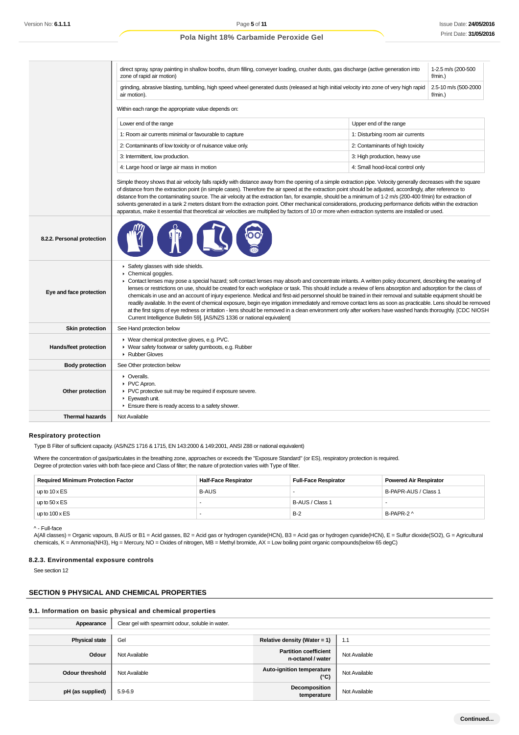| | | |
|---|---|---|
| | direct spray, spray painting in shallow booths, drum filling, conveyer loading, crusher dusts, gas discharge (active generation into zone of rapid air motion) | 1-2.5 m/s (200-500 f/min.) |
| | grinding, abrasive blasting, tumbling, high speed wheel generated dusts (released at high initial velocity into zone of very high rapid air motion). | 2.5-10 m/s (500-2000 f/min.) |

Within each range the appropriate value depends on:

| Lower end of the range | Upper end of the range |
|---|---|
| 1: Room air currents minimal or favourable to capture | 1: Disturbing room air currents |
| 2: Contaminants of low toxicity or of nuisance value only. | 2: Contaminants of high toxicity |
| 3: Intermittent, low production. | 3: High production, heavy use |
| 4: Large hood or large air mass in motion | 4: Small hood-local control only |

Simple theory shows that air velocity falls rapidly with distance away from the opening of a simple extraction pipe. Velocity generally decreases with the square of distance from the extraction point (in simple cases). Therefore the air speed at the extraction point should be adjusted, accordingly, after reference to distance from the contaminating source. The air velocity at the extraction fan, for example, should be a minimum of 1-2 m/s (200-400 f/min) for extraction of solvents generated in a tank 2 meters distant from the extraction point. Other mechanical considerations, producing performance deficits within the extraction apparatus, make it essential that theoretical air velocities are multiplied by factors of 10 or more when extraction systems are installed or used.

| | |
|---|---|
| **8.2.2. Personal protection** | |
| **Eye and face protection** | ▸ Safety glasses with side shields.<br>▸ Chemical goggles.<br>▸ Contact lenses may pose a special hazard; soft contact lenses may absorb and concentrate irritants. A written policy document, describing the wearing of lenses or restrictions on use, should be created for each workplace or task. This should include a review of lens absorption and adsorption for the class of chemicals in use and an account of injury experience. Medical and first-aid personnel should be trained in their removal and suitable equipment should be readily available. In the event of chemical exposure, begin eye irrigation immediately and remove contact lens as soon as practicable. Lens should be removed at the first signs of eye redness or irritation - lens should be removed in a clean environment only after workers have washed hands thoroughly. [CDC NIOSH Current Intelligence Bulletin 59], [AS/NZS 1336 or national equivalent] |
| **Skin protection** | See Hand protection below |
| **Hands/feet protection** | ▸ Wear chemical protective gloves, e.g. PVC.<br>▸ Wear safety footwear or safety gumboots, e.g. Rubber<br>▸ Rubber Gloves |
| **Body protection** | See Other protection below |
| **Other protection** | ▸ Overalls.<br>▸ PVC Apron.<br>▸ PVC protective suit may be required if exposure severe.<br>▸ Eyewash unit.<br>▸ Ensure there is ready access to a safety shower. |
| **Thermal hazards** | Not Available |

### Respiratory protection

Type B Filter of sufficient capacity. (AS/NZS 1716 & 1715, EN 143:2000 & 149:2001, ANSI Z88 or national equivalent)

Where the concentration of gas/particulates in the breathing zone, approaches or exceeds the "Exposure Standard" (or ES), respiratory protection is required.
Degree of protection varies with both face-piece and Class of filter; the nature of protection varies with Type of filter.

| Required Minimum Protection Factor | Half-Face Respirator | Full-Face Respirator | Powered Air Respirator |
|---|---|---|---|
| up to 10 x ES | B-AUS | - | B-PAPR-AUS / Class 1 |
| up to 50 x ES | - | B-AUS / Class 1 | - |
| up to 100 x ES | - | B-2 | B-PAPR-2 ^ |

^ - Full-face
A(All classes) = Organic vapours, B AUS or B1 = Acid gasses, B2 = Acid gas or hydrogen cyanide(HCN), B3 = Acid gas or hydrogen cyanide(HCN), E = Sulfur dioxide(SO2), G = Agricultural chemicals, K = Ammonia(NH3), Hg = Mercury, NO = Oxides of nitrogen, MB = Methyl bromide, AX = Low boiling point organic compounds(below 65 degC)

### 8.2.3. Environmental exposure controls

See section 12

## SECTION 9 PHYSICAL AND CHEMICAL PROPERTIES

### 9.1. Information on basic physical and chemical properties

| | | | |
|---|---|---|---|
| **Appearance** | Clear gel with spearmint odour, soluble in water. | | |
| **Physical state** | Gel | **Relative density (Water = 1)** | 1.1 |
| **Odour** | Not Available | **Partition coefficient n-octanol / water** | Not Available |
| **Odour threshold** | Not Available | **Auto-ignition temperature (°C)** | Not Available |
| **pH (as supplied)** | 5.9-6.9 | **Decomposition temperature** | Not Available |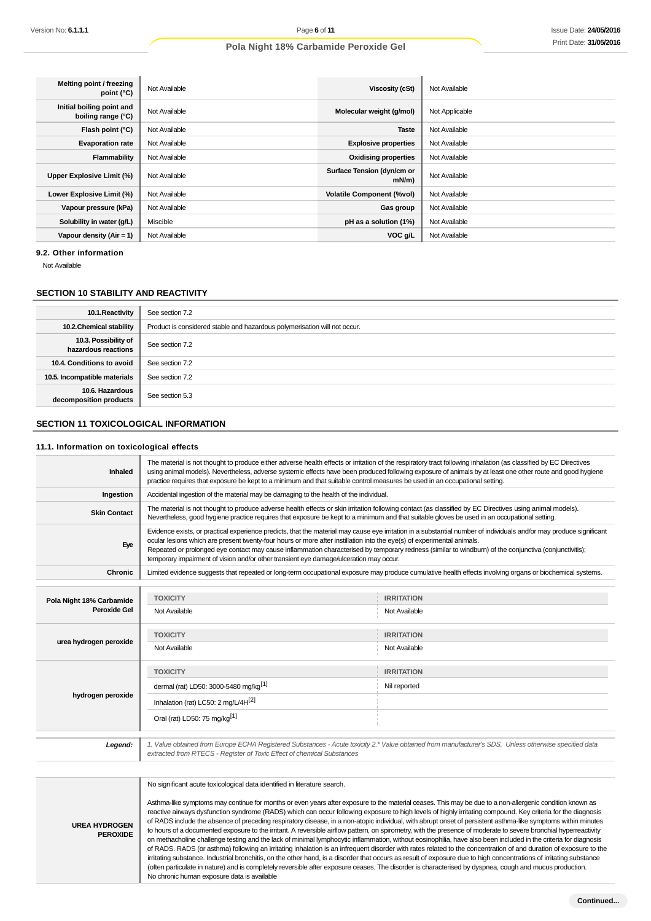| Melting point / freezing point (°C) | Not Available | Viscosity (cSt) | Not Available |
|---|---|---|---|
| Initial boiling point and boiling range (°C) | Not Available | Molecular weight (g/mol) | Not Applicable |
| Flash point (°C) | Not Available | Taste | Not Available |
| Evaporation rate | Not Available | Explosive properties | Not Available |
| Flammability | Not Available | Oxidising properties | Not Available |
| Upper Explosive Limit (%) | Not Available | Surface Tension (dyn/cm or mN/m) | Not Available |
| Lower Explosive Limit (%) | Not Available | Volatile Component (%vol) | Not Available |
| Vapour pressure (kPa) | Not Available | Gas group | Not Available |
| Solubility in water (g/L) | Miscible | pH as a solution (1%) | Not Available |
| Vapour density (Air = 1) | Not Available | VOC g/L | Not Available |

### 9.2. Other information

Not Available

## SECTION 10 STABILITY AND REACTIVITY

| 10.1.Reactivity | See section 7.2 |
|---|---|
| 10.2.Chemical stability | Product is considered stable and hazardous polymerisation will not occur. |
| 10.3. Possibility of hazardous reactions | See section 7.2 |
| 10.4. Conditions to avoid | See section 7.2 |
| 10.5. Incompatible materials | See section 7.2 |
| 10.6. Hazardous decomposition products | See section 5.3 |

## SECTION 11 TOXICOLOGICAL INFORMATION

### 11.1. Information on toxicological effects

| Inhaled | The material is not thought to produce either adverse health effects or irritation of the respiratory tract following inhalation (as classified by EC Directives using animal models). Nevertheless, adverse systemic effects have been produced following exposure of animals by at least one other route and good hygiene practice requires that exposure be kept to a minimum and that suitable control measures be used in an occupational setting. |
|---|---|
| Ingestion | Accidental ingestion of the material may be damaging to the health of the individual. |
| Skin Contact | The material is not thought to produce adverse health effects or skin irritation following contact (as classified by EC Directives using animal models). Nevertheless, good hygiene practice requires that exposure be kept to a minimum and that suitable gloves be used in an occupational setting. |
| Eye | Evidence exists, or practical experience predicts, that the material may cause eye irritation in a substantial number of individuals and/or may produce significant ocular lesions which are present twenty-four hours or more after instillation into the eye(s) of experimental animals.<br>Repeated or prolonged eye contact may cause inflammation characterised by temporary redness (similar to windburn) of the conjunctiva (conjunctivitis); temporary impairment of vision and/or other transient eye damage/ulceration may occur. |
| Chronic | Limited evidence suggests that repeated or long-term occupational exposure may produce cumulative health effects involving organs or biochemical systems. |

| | TOXICITY | IRRITATION |
|---|---|---|
| Pola Night 18% Carbamide Peroxide Gel | Not Available | Not Available |
| urea hydrogen peroxide | Not Available | Not Available |
| hydrogen peroxide | dermal (rat) LD50: 3000-5480 mg/kg[1] | Nil reported |
| | Inhalation (rat) LC50: 2 mg/L/4H[2] | |
| | Oral (rat) LD50: 75 mg/kg[1] | |

| Legend: | *1. Value obtained from Europe ECHA Registered Substances - Acute toxicity 2.* Value obtained from manufacturer's SDS. Unless otherwise specified data extracted from RTECS - Register of Toxic Effect of chemical Substances* |
|---|---|

| UREA HYDROGEN PEROXIDE | No significant acute toxicological data identified in literature search.<br><br>Asthma-like symptoms may continue for months or even years after exposure to the material ceases. This may be due to a non-allergenic condition known as reactive airways dysfunction syndrome (RADS) which can occur following exposure to high levels of highly irritating compound. Key criteria for the diagnosis of RADS include the absence of preceding respiratory disease, in a non-atopic individual, with abrupt onset of persistent asthma-like symptoms within minutes to hours of a documented exposure to the irritant. A reversible airflow pattern, on spirometry, with the presence of moderate to severe bronchial hyperreactivity on methacholine challenge testing and the lack of minimal lymphocytic inflammation, without eosinophilia, have also been included in the criteria for diagnosis of RADS. RADS (or asthma) following an irritating inhalation is an infrequent disorder with rates related to the concentration of and duration of exposure to the irritating substance. Industrial bronchitis, on the other hand, is a disorder that occurs as result of exposure due to high concentrations of irritating substance (often particulate in nature) and is completely reversible after exposure ceases. The disorder is characterised by dyspnea, cough and mucus production.<br>No chronic human exposure data is available |
|---|---|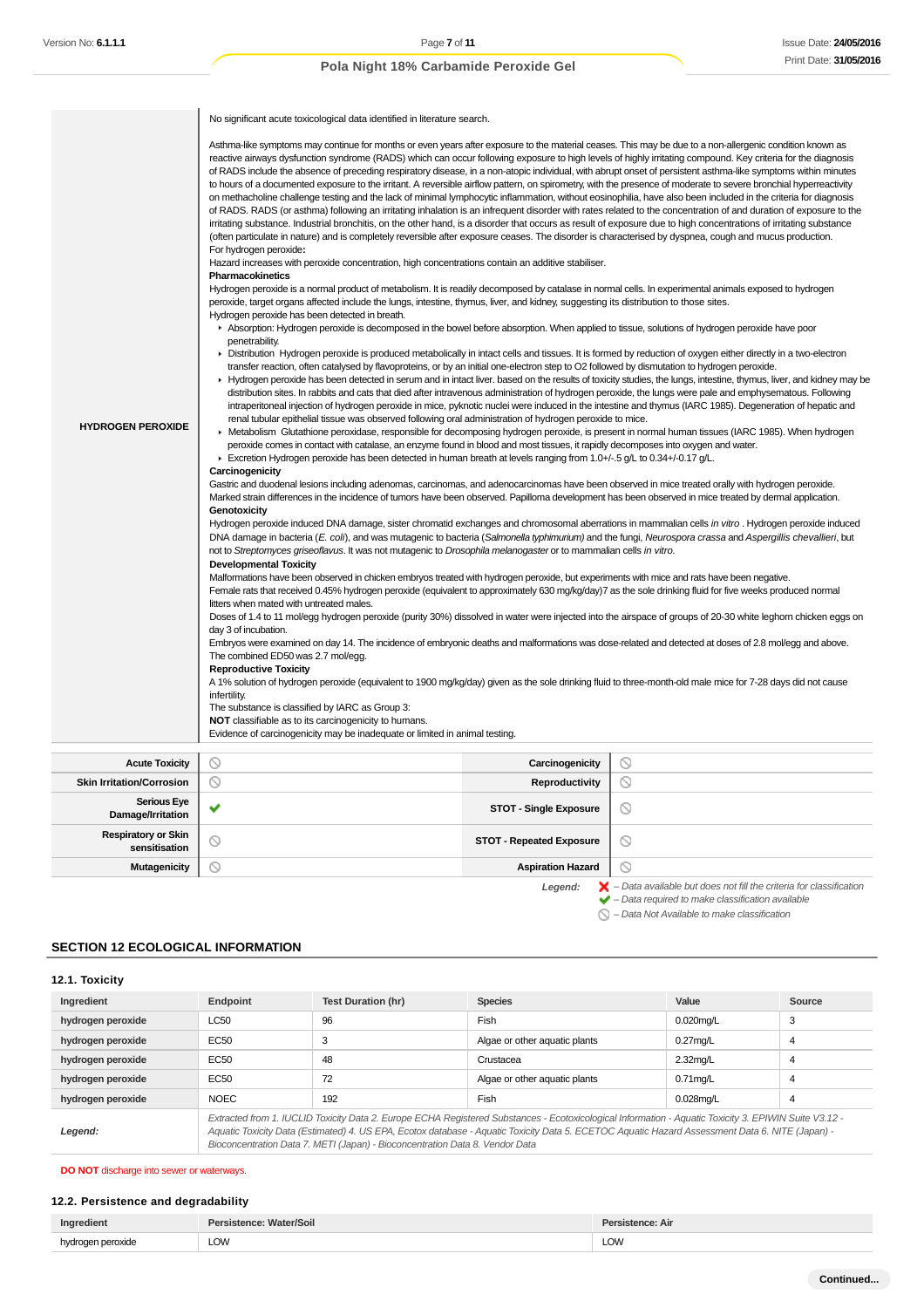| | |
|---|---|
| HYDROGEN PEROXIDE | No significant acute toxicological data identified in literature search.<br><br>Asthma-like symptoms may continue for months or even years after exposure to the material ceases. This may be due to a non-allergenic condition known as reactive airways dysfunction syndrome (RADS) which can occur following exposure to high levels of highly irritating compound. Key criteria for the diagnosis of RADS include the absence of preceding respiratory disease, in a non-atopic individual, with abrupt onset of persistent asthma-like symptoms within minutes to hours of a documented exposure to the irritant. A reversible airflow pattern, on spirometry, with the presence of moderate to severe bronchial hyperreactivity on methacholine challenge testing and the lack of minimal lymphocytic inflammation, without eosinophilia, have also been included in the criteria for diagnosis of RADS. RADS (or asthma) following an irritating inhalation is an infrequent disorder with rates related to the concentration of and duration of exposure to the irritating substance. Industrial bronchitis, on the other hand, is a disorder that occurs as result of exposure due to high concentrations of irritating substance (often particulate in nature) and is completely reversible after exposure ceases. The disorder is characterised by dyspnea, cough and mucus production.<br>For hydrogen peroxide**:**<br>Hazard increases with peroxide concentration, high concentrations contain an additive stabiliser.<br>**Pharmacokinetics**<br>Hydrogen peroxide is a normal product of metabolism. It is readily decomposed by catalase in normal cells. In experimental animals exposed to hydrogen peroxide, target organs affected include the lungs, intestine, thymus, liver, and kidney, suggesting its distribution to those sites.<br>Hydrogen peroxide has been detected in breath.<br>▸ Absorption: Hydrogen peroxide is decomposed in the bowel before absorption. When applied to tissue, solutions of hydrogen peroxide have poor penetrability.<br>▸ Distribution Hydrogen peroxide is produced metabolically in intact cells and tissues. It is formed by reduction of oxygen either directly in a two-electron transfer reaction, often catalysed by flavoproteins, or by an initial one-electron step to O2 followed by dismutation to hydrogen peroxide.<br>▸ Hydrogen peroxide has been detected in serum and in intact liver. based on the results of toxicity studies, the lungs, intestine, thymus, liver, and kidney may be distribution sites. In rabbits and cats that died after intravenous administration of hydrogen peroxide, the lungs were pale and emphysematous. Following intraperitoneal injection of hydrogen peroxide in mice, pyknotic nuclei were induced in the intestine and thymus (IARC 1985). Degeneration of hepatic and renal tubular epithelial tissue was observed following oral administration of hydrogen peroxide to mice.<br>▸ Metabolism Glutathione peroxidase, responsible for decomposing hydrogen peroxide, is present in normal human tissues (IARC 1985). When hydrogen peroxide comes in contact with catalase, an enzyme found in blood and most tissues, it rapidly decomposes into oxygen and water.<br>▸ Excretion Hydrogen peroxide has been detected in human breath at levels ranging from 1.0+/-.5 g/L to 0.34+/-0.17 g/L.<br>**Carcinogenicity**<br>Gastric and duodenal lesions including adenomas, carcinomas, and adenocarcinomas have been observed in mice treated orally with hydrogen peroxide. Marked strain differences in the incidence of tumors have been observed. Papilloma development has been observed in mice treated by dermal application.<br>**Genotoxicity**<br>Hydrogen peroxide induced DNA damage, sister chromatid exchanges and chromosomal aberrations in mammalian cells *in vitro* . Hydrogen peroxide induced DNA damage in bacteria (*E. coli*), and was mutagenic to bacteria (*Salmonella typhimurium)* and the fungi, *Neurospora crassa* and *Aspergillis chevallieri*, but not to *Streptomyces griseoflavus*. It was not mutagenic to *Drosophila melanogaster* or to mammalian cells *in vitro*.<br>**Developmental Toxicity**<br>Malformations have been observed in chicken embryos treated with hydrogen peroxide, but experiments with mice and rats have been negative.<br>Female rats that received 0.45% hydrogen peroxide (equivalent to approximately 630 mg/kg/day)7 as the sole drinking fluid for five weeks produced normal litters when mated with untreated males.<br>Doses of 1.4 to 11 mol/egg hydrogen peroxide (purity 30%) dissolved in water were injected into the airspace of groups of 20-30 white leghorn chicken eggs on day 3 of incubation.<br>Embryos were examined on day 14. The incidence of embryonic deaths and malformations was dose-related and detected at doses of 2.8 mol/egg and above. The combined ED50 was 2.7 mol/egg.<br>**Reproductive Toxicity**<br>A 1% solution of hydrogen peroxide (equivalent to 1900 mg/kg/day) given as the sole drinking fluid to three-month-old male mice for 7-28 days did not cause infertility.<br>The substance is classified by IARC as Group 3:<br>**NOT** classifiable as to its carcinogenicity to humans.<br>Evidence of carcinogenicity may be inadequate or limited in animal testing. |

| | | | |
|---|---|---|---|
| **Acute Toxicity** | ⃠ | **Carcinogenicity** | ⃠ |
| **Skin Irritation/Corrosion** | ⃠ | **Reproductivity** | ⃠ |
| **Serious Eye Damage/Irritation** | ✔ | **STOT - Single Exposure** | ⃠ |
| **Respiratory or Skin sensitisation** | ⃠ | **STOT - Repeated Exposure** | ⃠ |
| **Mutagenicity** | ⃠ | **Aspiration Hazard** | ⃠ |

*Legend:*
✘ *– Data available but does not fill the criteria for classification*
✔ *– Data required to make classification available*
⃠ *– Data Not Available to make classification*

## SECTION 12 ECOLOGICAL INFORMATION

### 12.1. Toxicity

| Ingredient | Endpoint | Test Duration (hr) | Species | Value | Source |
|---|---|---|---|---|---|
| **hydrogen peroxide** | LC50 | 96 | Fish | 0.020mg/L | 3 |
| **hydrogen peroxide** | EC50 | 3 | Algae or other aquatic plants | 0.27mg/L | 4 |
| **hydrogen peroxide** | EC50 | 48 | Crustacea | 2.32mg/L | 4 |
| **hydrogen peroxide** | EC50 | 72 | Algae or other aquatic plants | 0.71mg/L | 4 |
| **hydrogen peroxide** | NOEC | 192 | Fish | 0.028mg/L | 4 |
| ***Legend:*** | *Extracted from 1. IUCLID Toxicity Data 2. Europe ECHA Registered Substances - Ecotoxicological Information - Aquatic Toxicity 3. EPIWIN Suite V3.12 - Aquatic Toxicity Data (Estimated) 4. US EPA, Ecotox database - Aquatic Toxicity Data 5. ECETOC Aquatic Hazard Assessment Data 6. NITE (Japan) - Bioconcentration Data 7. METI (Japan) - Bioconcentration Data 8. Vendor Data* | | | | |

**DO NOT** discharge into sewer or waterways.

### 12.2. Persistence and degradability

| Ingredient | Persistence: Water/Soil | Persistence: Air |
|---|---|---|
| hydrogen peroxide | LOW | LOW |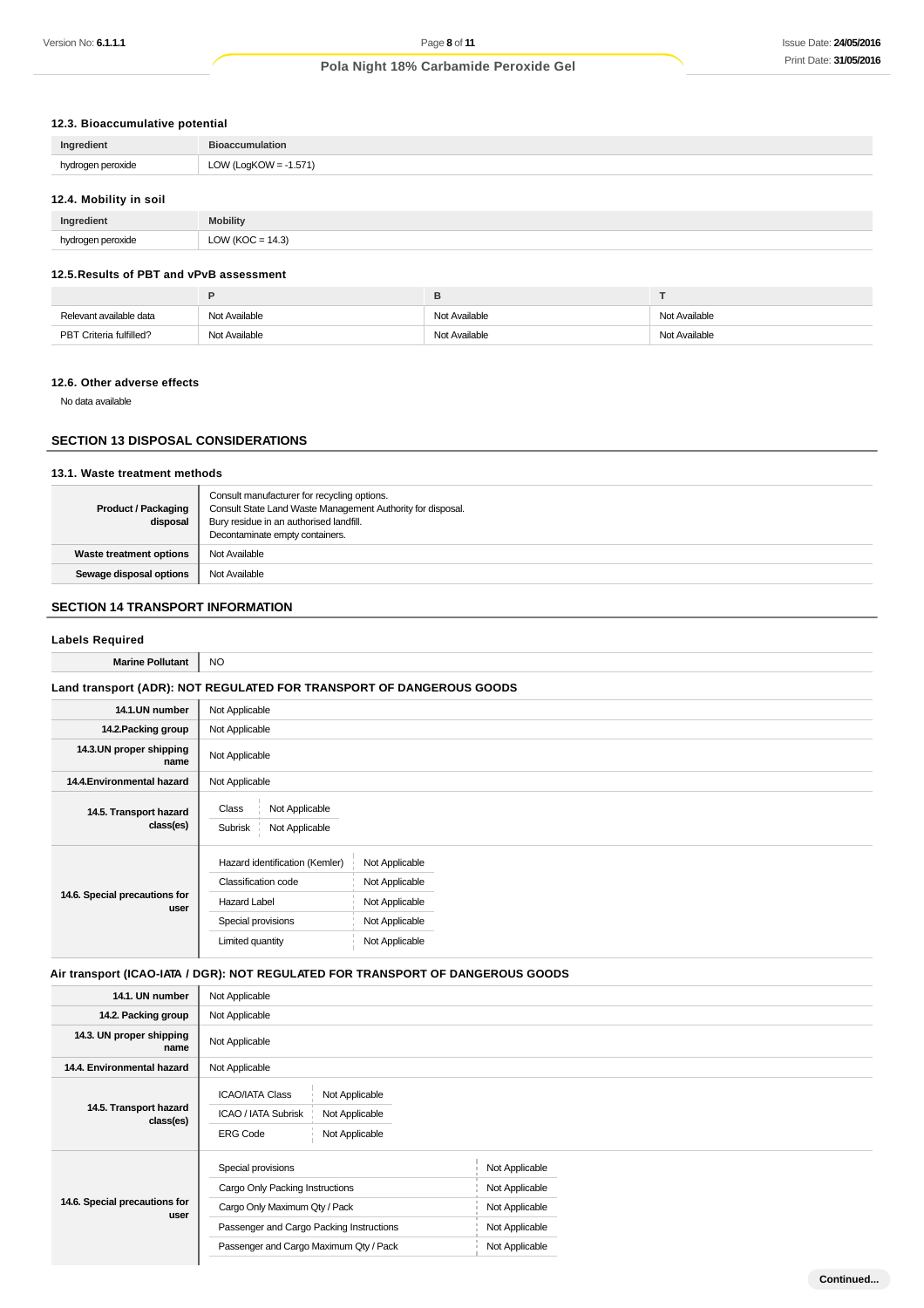### 12.3. Bioaccumulative potential

| Ingredient | Bioaccumulation |
|---|---|
| hydrogen peroxide | LOW (LogKOW = -1.571) |

### 12.4. Mobility in soil

| Ingredient | Mobility |
|---|---|
| hydrogen peroxide | LOW (KOC = 14.3) |

### 12.5.Results of PBT and vPvB assessment

| | P | B | T |
|---|---|---|---|
| Relevant available data | Not Available | Not Available | Not Available |
| PBT Criteria fulfilled? | Not Available | Not Available | Not Available |

### 12.6. Other adverse effects

No data available

## SECTION 13 DISPOSAL CONSIDERATIONS

### 13.1. Waste treatment methods

| | |
|---|---|
| **Product / Packaging disposal** | Consult manufacturer for recycling options.<br>Consult State Land Waste Management Authority for disposal.<br>Bury residue in an authorised landfill.<br>Decontaminate empty containers. |
| **Waste treatment options** | Not Available |
| **Sewage disposal options** | Not Available |

## SECTION 14 TRANSPORT INFORMATION

### Labels Required

| | |
|---|---|
| **Marine Pollutant** | NO |

### Land transport (ADR): NOT REGULATED FOR TRANSPORT OF DANGEROUS GOODS

| | |
|---|---|
| **14.1.UN number** | Not Applicable |
| **14.2.Packing group** | Not Applicable |
| **14.3.UN proper shipping name** | Not Applicable |
| **14.4.Environmental hazard** | Not Applicable |
| **14.5. Transport hazard class(es)** | Class: Not Applicable<br>Subrisk: Not Applicable |
| **14.6. Special precautions for user** | Hazard identification (Kemler): Not Applicable<br>Classification code: Not Applicable<br>Hazard Label: Not Applicable<br>Special provisions: Not Applicable<br>Limited quantity: Not Applicable |

### Air transport (ICAO-IATA / DGR): NOT REGULATED FOR TRANSPORT OF DANGEROUS GOODS

| | |
|---|---|
| **14.1. UN number** | Not Applicable |
| **14.2. Packing group** | Not Applicable |
| **14.3. UN proper shipping name** | Not Applicable |
| **14.4. Environmental hazard** | Not Applicable |
| **14.5. Transport hazard class(es)** | ICAO/IATA Class: Not Applicable<br>ICAO / IATA Subrisk: Not Applicable<br>ERG Code: Not Applicable |
| **14.6. Special precautions for user** | Special provisions: Not Applicable<br>Cargo Only Packing Instructions: Not Applicable<br>Cargo Only Maximum Qty / Pack: Not Applicable<br>Passenger and Cargo Packing Instructions: Not Applicable<br>Passenger and Cargo Maximum Qty / Pack: Not Applicable |

Continued...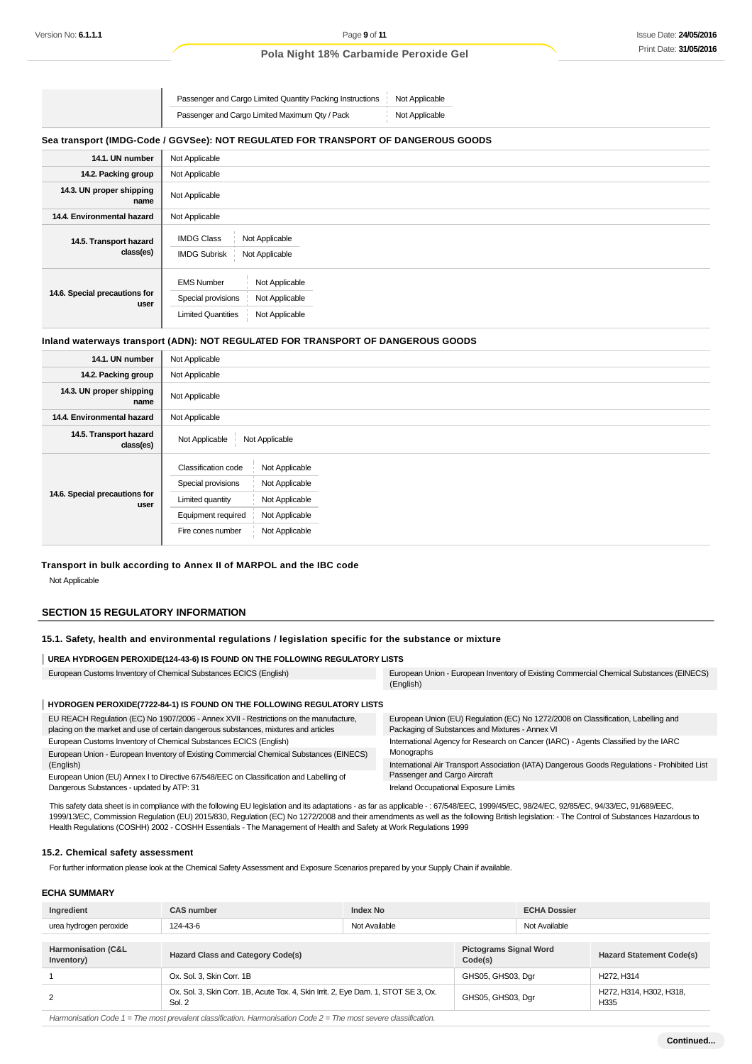| | | |
|---|---|---|
| | Passenger and Cargo Limited Quantity Packing Instructions | Not Applicable |
| | Passenger and Cargo Limited Maximum Qty / Pack | Not Applicable |

**Sea transport (IMDG-Code / GGVSee): NOT REGULATED FOR TRANSPORT OF DANGEROUS GOODS**

| | |
|---|---|
| **14.1. UN number** | Not Applicable |
| **14.2. Packing group** | Not Applicable |
| **14.3. UN proper shipping name** | Not Applicable |
| **14.4. Environmental hazard** | Not Applicable |
| **14.5. Transport hazard class(es)** | IMDG Class: Not Applicable<br>IMDG Subrisk: Not Applicable |
| **14.6. Special precautions for user** | EMS Number: Not Applicable<br>Special provisions: Not Applicable<br>Limited Quantities: Not Applicable |

**Inland waterways transport (ADN): NOT REGULATED FOR TRANSPORT OF DANGEROUS GOODS**

| | |
|---|---|
| **14.1. UN number** | Not Applicable |
| **14.2. Packing group** | Not Applicable |
| **14.3. UN proper shipping name** | Not Applicable |
| **14.4. Environmental hazard** | Not Applicable |
| **14.5. Transport hazard class(es)** | Not Applicable / Not Applicable |
| **14.6. Special precautions for user** | Classification code: Not Applicable<br>Special provisions: Not Applicable<br>Limited quantity: Not Applicable<br>Equipment required: Not Applicable<br>Fire cones number: Not Applicable |

**Transport in bulk according to Annex II of MARPOL and the IBC code**

Not Applicable

## SECTION 15 REGULATORY INFORMATION

### 15.1. Safety, health and environmental regulations / legislation specific for the substance or mixture

**UREA HYDROGEN PEROXIDE(124-43-6) IS FOUND ON THE FOLLOWING REGULATORY LISTS**

| | |
|---|---|
| European Customs Inventory of Chemical Substances ECICS (English) | European Union - European Inventory of Existing Commercial Chemical Substances (EINECS) (English) |

**HYDROGEN PEROXIDE(7722-84-1) IS FOUND ON THE FOLLOWING REGULATORY LISTS**

| | |
|---|---|
| EU REACH Regulation (EC) No 1907/2006 - Annex XVII - Restrictions on the manufacture, placing on the market and use of certain dangerous substances, mixtures and articles | European Union (EU) Regulation (EC) No 1272/2008 on Classification, Labelling and Packaging of Substances and Mixtures - Annex VI |
| European Customs Inventory of Chemical Substances ECICS (English) | International Agency for Research on Cancer (IARC) - Agents Classified by the IARC Monographs |
| European Union - European Inventory of Existing Commercial Chemical Substances (EINECS) (English) | International Air Transport Association (IATA) Dangerous Goods Regulations - Prohibited List Passenger and Cargo Aircraft |
| European Union (EU) Annex I to Directive 67/548/EEC on Classification and Labelling of Dangerous Substances - updated by ATP: 31 | Ireland Occupational Exposure Limits |

This safety data sheet is in compliance with the following EU legislation and its adaptations - as far as applicable - : 67/548/EEC, 1999/45/EC, 98/24/EC, 92/85/EC, 94/33/EC, 91/689/EEC, 1999/13/EC, Commission Regulation (EU) 2015/830, Regulation (EC) No 1272/2008 and their amendments as well as the following British legislation: - The Control of Substances Hazardous to Health Regulations (COSHH) 2002 - COSHH Essentials - The Management of Health and Safety at Work Regulations 1999

### 15.2. Chemical safety assessment

For further information please look at the Chemical Safety Assessment and Exposure Scenarios prepared by your Supply Chain if available.

### ECHA SUMMARY

| Ingredient | CAS number | Index No | ECHA Dossier |
|---|---|---|---|
| urea hydrogen peroxide | 124-43-6 | Not Available | Not Available |

| Harmonisation (C&L Inventory) | Hazard Class and Category Code(s) | Pictograms Signal Word Code(s) | Hazard Statement Code(s) |
|---|---|---|---|
| 1 | Ox. Sol. 3, Skin Corr. 1B | GHS05, GHS03, Dgr | H272, H314 |
| 2 | Ox. Sol. 3, Skin Corr. 1B, Acute Tox. 4, Skin Irrit. 2, Eye Dam. 1, STOT SE 3, Ox. Sol. 2 | GHS05, GHS03, Dgr | H272, H314, H302, H318, H335 |

*Harmonisation Code 1 = The most prevalent classification. Harmonisation Code 2 = The most severe classification.*

**Continued...**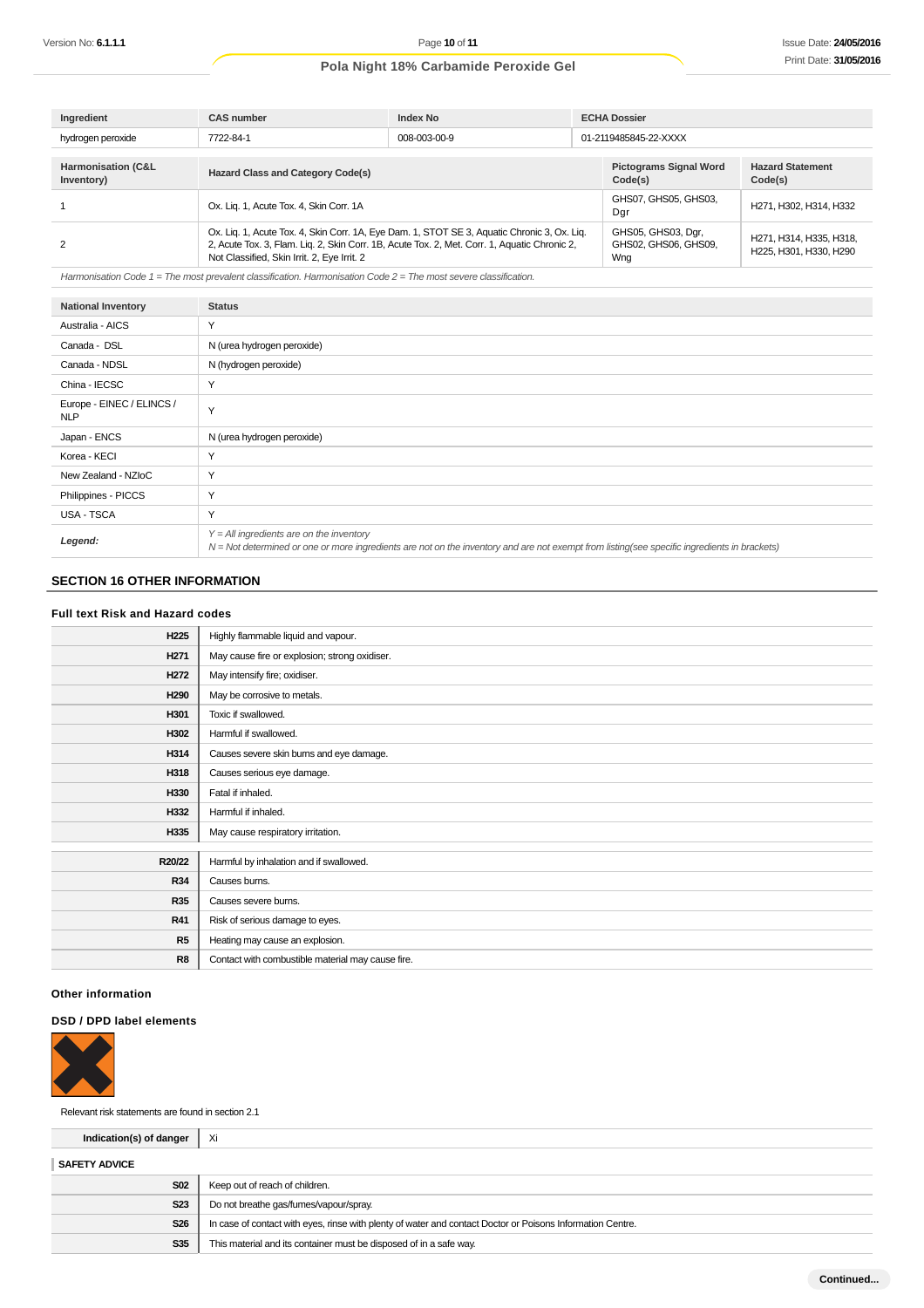| Ingredient | CAS number | Index No | ECHA Dossier |
|---|---|---|---|
| hydrogen peroxide | 7722-84-1 | 008-003-00-9 | 01-2119485845-22-XXXX |

| Harmonisation (C&L Inventory) | Hazard Class and Category Code(s) | Pictograms Signal Word Code(s) | Hazard Statement Code(s) |
|---|---|---|---|
| 1 | Ox. Liq. 1, Acute Tox. 4, Skin Corr. 1A | GHS07, GHS05, GHS03, Dgr | H271, H302, H314, H332 |
| 2 | Ox. Liq. 1, Acute Tox. 4, Skin Corr. 1A, Eye Dam. 1, STOT SE 3, Aquatic Chronic 3, Ox. Liq. 2, Acute Tox. 3, Flam. Liq. 2, Skin Corr. 1B, Acute Tox. 2, Met. Corr. 1, Aquatic Chronic 2, Not Classified, Skin Irrit. 2, Eye Irrit. 2 | GHS05, GHS03, Dgr, GHS02, GHS06, GHS09, Wng | H271, H314, H335, H318, H225, H301, H330, H290 |

*Harmonisation Code 1 = The most prevalent classification. Harmonisation Code 2 = The most severe classification.*

| National Inventory | Status |
|---|---|
| Australia - AICS | Y |
| Canada - DSL | N (urea hydrogen peroxide) |
| Canada - NDSL | N (hydrogen peroxide) |
| China - IECSC | Y |
| Europe - EINEC / ELINCS / NLP | Y |
| Japan - ENCS | N (urea hydrogen peroxide) |
| Korea - KECI | Y |
| New Zealand - NZIoC | Y |
| Philippines - PICCS | Y |
| USA - TSCA | Y |
| ***Legend:*** | *Y = All ingredients are on the inventory*<br>*N = Not determined or one or more ingredients are not on the inventory and are not exempt from listing(see specific ingredients in brackets)* |

## SECTION 16 OTHER INFORMATION

### Full text Risk and Hazard codes

| | |
|---|---|
| **H225** | Highly flammable liquid and vapour. |
| **H271** | May cause fire or explosion; strong oxidiser. |
| **H272** | May intensify fire; oxidiser. |
| **H290** | May be corrosive to metals. |
| **H301** | Toxic if swallowed. |
| **H302** | Harmful if swallowed. |
| **H314** | Causes severe skin burns and eye damage. |
| **H318** | Causes serious eye damage. |
| **H330** | Fatal if inhaled. |
| **H332** | Harmful if inhaled. |
| **H335** | May cause respiratory irritation. |

| | |
|---|---|
| **R20/22** | Harmful by inhalation and if swallowed. |
| **R34** | Causes burns. |
| **R35** | Causes severe burns. |
| **R41** | Risk of serious damage to eyes. |
| **R5** | Heating may cause an explosion. |
| **R8** | Contact with combustible material may cause fire. |

### Other information

### DSD / DPD label elements

Relevant risk statements are found in section 2.1

| | |
|---|---|
| **Indication(s) of danger** | Xi |

**SAFETY ADVICE**

| | |
|---|---|
| **S02** | Keep out of reach of children. |
| **S23** | Do not breathe gas/fumes/vapour/spray. |
| **S26** | In case of contact with eyes, rinse with plenty of water and contact Doctor or Poisons Information Centre. |
| **S35** | This material and its container must be disposed of in a safe way. |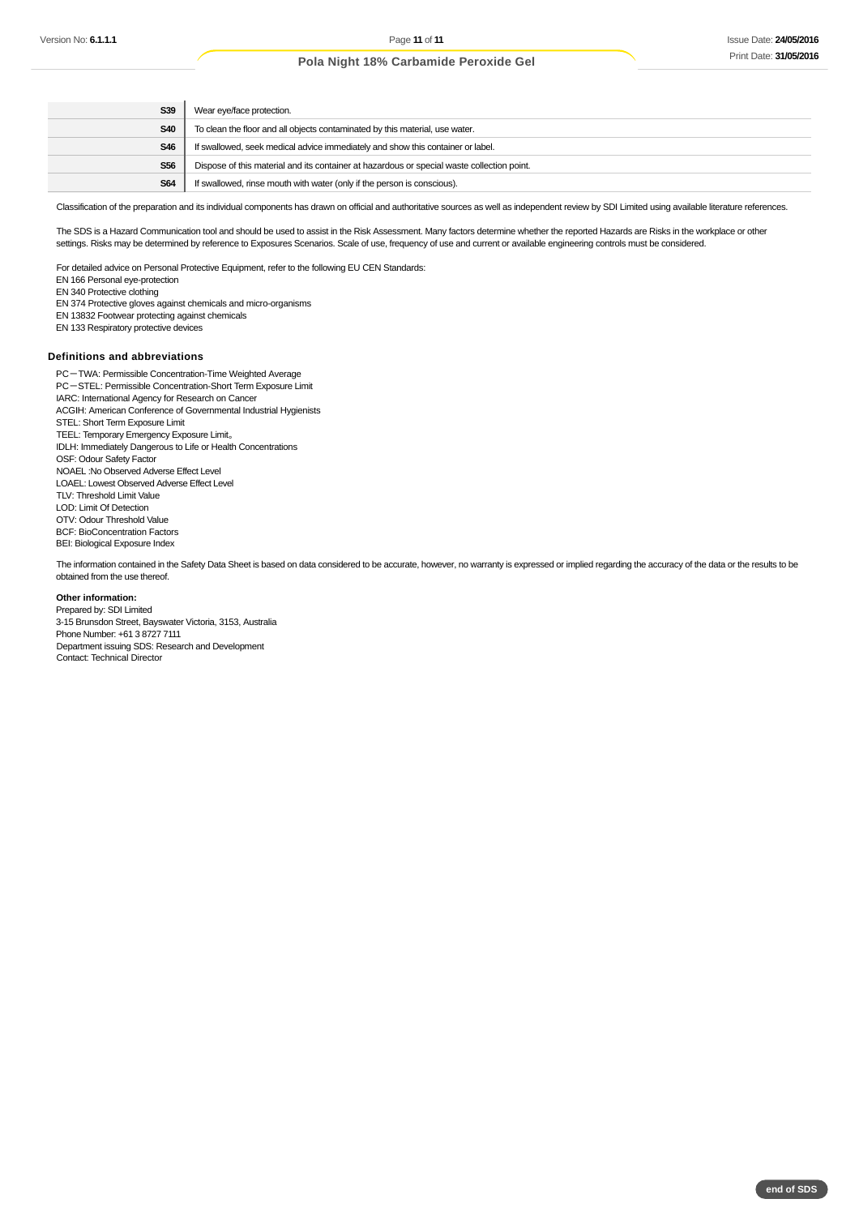| | |
|---|---|
| **S39** | Wear eye/face protection. |
| **S40** | To clean the floor and all objects contaminated by this material, use water. |
| **S46** | If swallowed, seek medical advice immediately and show this container or label. |
| **S56** | Dispose of this material and its container at hazardous or special waste collection point. |
| **S64** | If swallowed, rinse mouth with water (only if the person is conscious). |

Classification of the preparation and its individual components has drawn on official and authoritative sources as well as independent review by SDI Limited using available literature references.

The SDS is a Hazard Communication tool and should be used to assist in the Risk Assessment. Many factors determine whether the reported Hazards are Risks in the workplace or other settings. Risks may be determined by reference to Exposures Scenarios. Scale of use, frequency of use and current or available engineering controls must be considered.

For detailed advice on Personal Protective Equipment, refer to the following EU CEN Standards:
EN 166 Personal eye-protection
EN 340 Protective clothing
EN 374 Protective gloves against chemicals and micro-organisms
EN 13832 Footwear protecting against chemicals
EN 133 Respiratory protective devices

### Definitions and abbreviations

PC－TWA: Permissible Concentration-Time Weighted Average
PC－STEL: Permissible Concentration-Short Term Exposure Limit
IARC: International Agency for Research on Cancer
ACGIH: American Conference of Governmental Industrial Hygienists
STEL: Short Term Exposure Limit
TEEL: Temporary Emergency Exposure Limit。
IDLH: Immediately Dangerous to Life or Health Concentrations
OSF: Odour Safety Factor
NOAEL :No Observed Adverse Effect Level
LOAEL: Lowest Observed Adverse Effect Level
TLV: Threshold Limit Value
LOD: Limit Of Detection
OTV: Odour Threshold Value
BCF: BioConcentration Factors
BEI: Biological Exposure Index

The information contained in the Safety Data Sheet is based on data considered to be accurate, however, no warranty is expressed or implied regarding the accuracy of the data or the results to be obtained from the use thereof.

**Other information:**
Prepared by: SDI Limited
3-15 Brunsdon Street, Bayswater Victoria, 3153, Australia
Phone Number: +61 3 8727 7111
Department issuing SDS: Research and Development
Contact: Technical Director

end of SDS